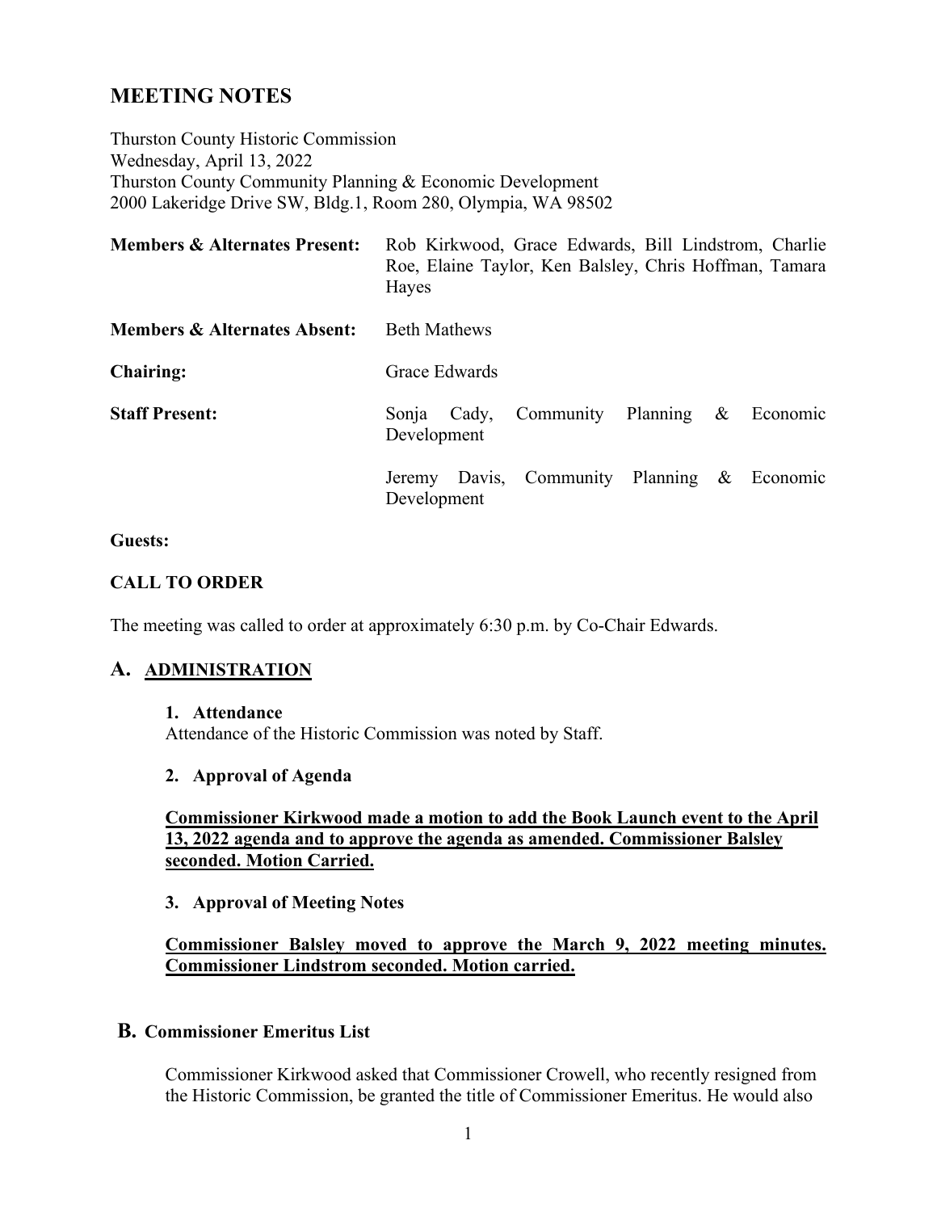# MEETING NOTES

Thurston County Historic Commission
Wednesday, April 13, 2022
Thurston County Community Planning & Economic Development
2000 Lakeridge Drive SW, Bldg.1, Room 280, Olympia, WA 98502

| | |
|---|---|
| **Members & Alternates Present:** | Rob Kirkwood, Grace Edwards, Bill Lindstrom, Charlie Roe, Elaine Taylor, Ken Balsley, Chris Hoffman, Tamara Hayes |
| **Members & Alternates Absent:** | Beth Mathews |
| **Chairing:** | Grace Edwards |
| **Staff Present:** | Sonja Cady, Community Planning & Economic Development<br>Jeremy Davis, Community Planning & Economic Development |

**Guests:**

**CALL TO ORDER**

The meeting was called to order at approximately 6:30 p.m. by Co-Chair Edwards.

## A. ADMINISTRATION

**1. Attendance**

Attendance of the Historic Commission was noted by Staff.

**2. Approval of Agenda**

**Commissioner Kirkwood made a motion to add the Book Launch event to the April 13, 2022 agenda and to approve the agenda as amended. Commissioner Balsley seconded. Motion Carried.**

**3. Approval of Meeting Notes**

**Commissioner Balsley moved to approve the March 9, 2022 meeting minutes. Commissioner Lindstrom seconded. Motion carried.**

## B. Commissioner Emeritus List

Commissioner Kirkwood asked that Commissioner Crowell, who recently resigned from the Historic Commission, be granted the title of Commissioner Emeritus. He would also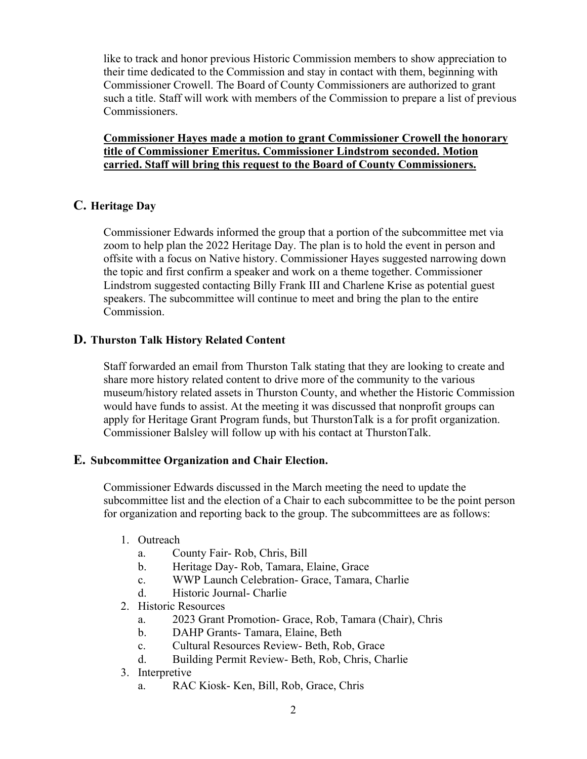like to track and honor previous Historic Commission members to show appreciation to their time dedicated to the Commission and stay in contact with them, beginning with Commissioner Crowell. The Board of County Commissioners are authorized to grant such a title. Staff will work with members of the Commission to prepare a list of previous Commissioners.

**Commissioner Hayes made a motion to grant Commissioner Crowell the honorary title of Commissioner Emeritus. Commissioner Lindstrom seconded. Motion carried. Staff will bring this request to the Board of County Commissioners.**

## C. Heritage Day

Commissioner Edwards informed the group that a portion of the subcommittee met via zoom to help plan the 2022 Heritage Day. The plan is to hold the event in person and offsite with a focus on Native history. Commissioner Hayes suggested narrowing down the topic and first confirm a speaker and work on a theme together. Commissioner Lindstrom suggested contacting Billy Frank III and Charlene Krise as potential guest speakers. The subcommittee will continue to meet and bring the plan to the entire Commission.

## D. Thurston Talk History Related Content

Staff forwarded an email from Thurston Talk stating that they are looking to create and share more history related content to drive more of the community to the various museum/history related assets in Thurston County, and whether the Historic Commission would have funds to assist. At the meeting it was discussed that nonprofit groups can apply for Heritage Grant Program funds, but ThurstonTalk is a for profit organization. Commissioner Balsley will follow up with his contact at ThurstonTalk.

## E. Subcommittee Organization and Chair Election.

Commissioner Edwards discussed in the March meeting the need to update the subcommittee list and the election of a Chair to each subcommittee to be the point person for organization and reporting back to the group. The subcommittees are as follows:

1. Outreach
   a. County Fair- Rob, Chris, Bill
   b. Heritage Day- Rob, Tamara, Elaine, Grace
   c. WWP Launch Celebration- Grace, Tamara, Charlie
   d. Historic Journal- Charlie
2. Historic Resources
   a. 2023 Grant Promotion- Grace, Rob, Tamara (Chair), Chris
   b. DAHP Grants- Tamara, Elaine, Beth
   c. Cultural Resources Review- Beth, Rob, Grace
   d. Building Permit Review- Beth, Rob, Chris, Charlie
3. Interpretive
   a. RAC Kiosk- Ken, Bill, Rob, Grace, Chris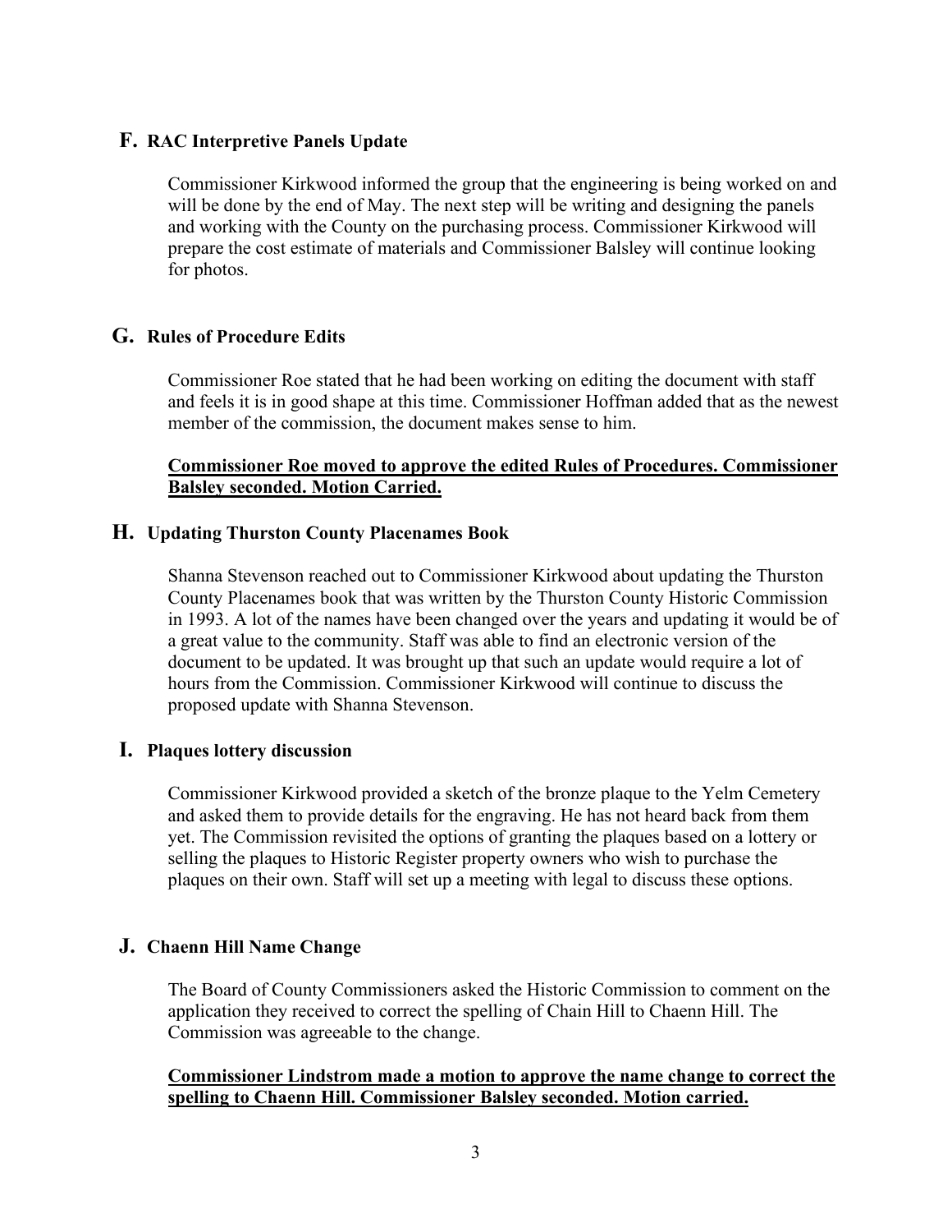### F. RAC Interpretive Panels Update

Commissioner Kirkwood informed the group that the engineering is being worked on and will be done by the end of May. The next step will be writing and designing the panels and working with the County on the purchasing process. Commissioner Kirkwood will prepare the cost estimate of materials and Commissioner Balsley will continue looking for photos.

### G. Rules of Procedure Edits

Commissioner Roe stated that he had been working on editing the document with staff and feels it is in good shape at this time. Commissioner Hoffman added that as the newest member of the commission, the document makes sense to him.

**Commissioner Roe moved to approve the edited Rules of Procedures. Commissioner Balsley seconded. Motion Carried.**

### H. Updating Thurston County Placenames Book

Shanna Stevenson reached out to Commissioner Kirkwood about updating the Thurston County Placenames book that was written by the Thurston County Historic Commission in 1993. A lot of the names have been changed over the years and updating it would be of a great value to the community. Staff was able to find an electronic version of the document to be updated. It was brought up that such an update would require a lot of hours from the Commission. Commissioner Kirkwood will continue to discuss the proposed update with Shanna Stevenson.

### I. Plaques lottery discussion

Commissioner Kirkwood provided a sketch of the bronze plaque to the Yelm Cemetery and asked them to provide details for the engraving. He has not heard back from them yet. The Commission revisited the options of granting the plaques based on a lottery or selling the plaques to Historic Register property owners who wish to purchase the plaques on their own. Staff will set up a meeting with legal to discuss these options.

### J. Chaenn Hill Name Change

The Board of County Commissioners asked the Historic Commission to comment on the application they received to correct the spelling of Chain Hill to Chaenn Hill. The Commission was agreeable to the change.

**Commissioner Lindstrom made a motion to approve the name change to correct the spelling to Chaenn Hill. Commissioner Balsley seconded. Motion carried.**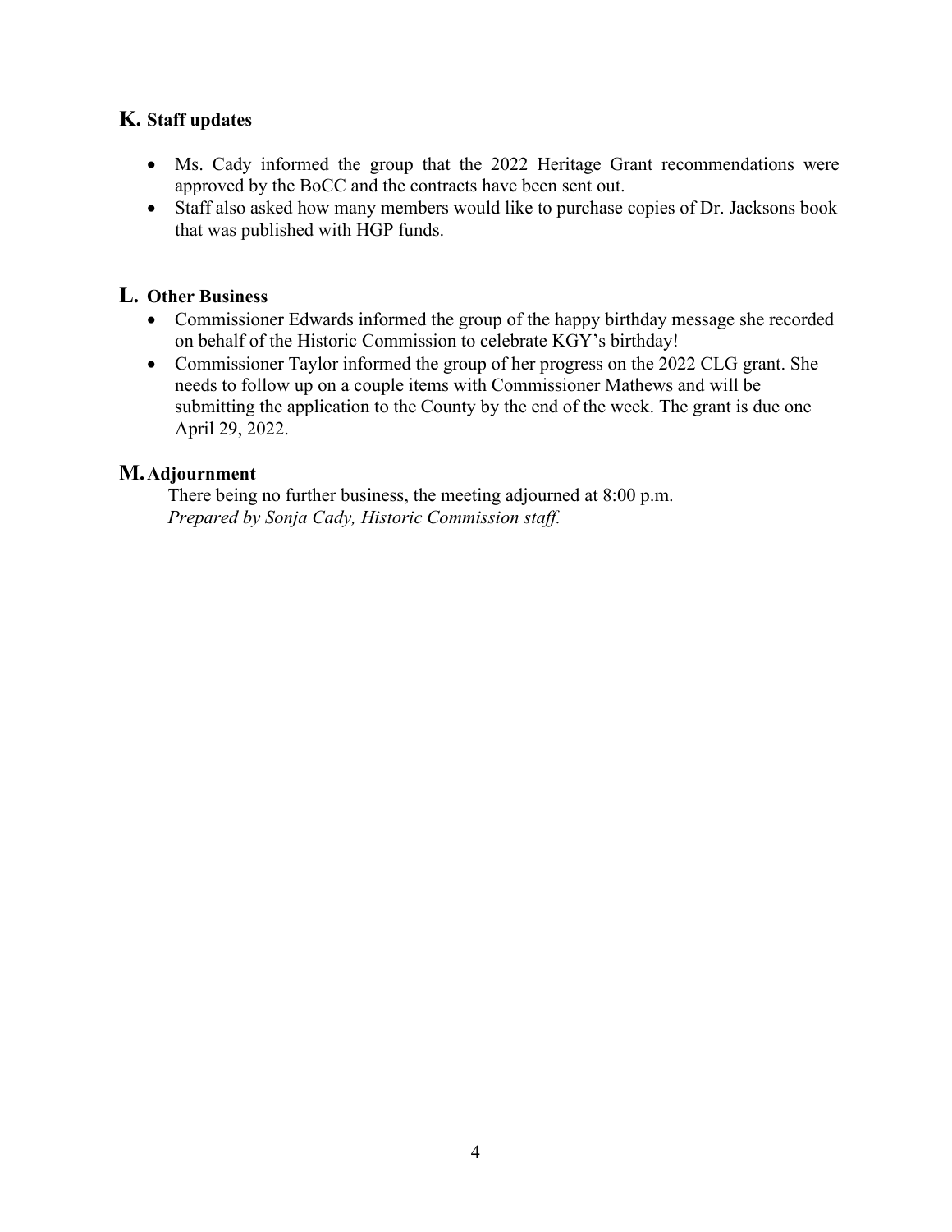## K. Staff updates

- Ms. Cady informed the group that the 2022 Heritage Grant recommendations were approved by the BoCC and the contracts have been sent out.
- Staff also asked how many members would like to purchase copies of Dr. Jacksons book that was published with HGP funds.

## L. Other Business

- Commissioner Edwards informed the group of the happy birthday message she recorded on behalf of the Historic Commission to celebrate KGY's birthday!
- Commissioner Taylor informed the group of her progress on the 2022 CLG grant. She needs to follow up on a couple items with Commissioner Mathews and will be submitting the application to the County by the end of the week. The grant is due one April 29, 2022.

## M. Adjournment

There being no further business, the meeting adjourned at 8:00 p.m.

*Prepared by Sonja Cady, Historic Commission staff.*